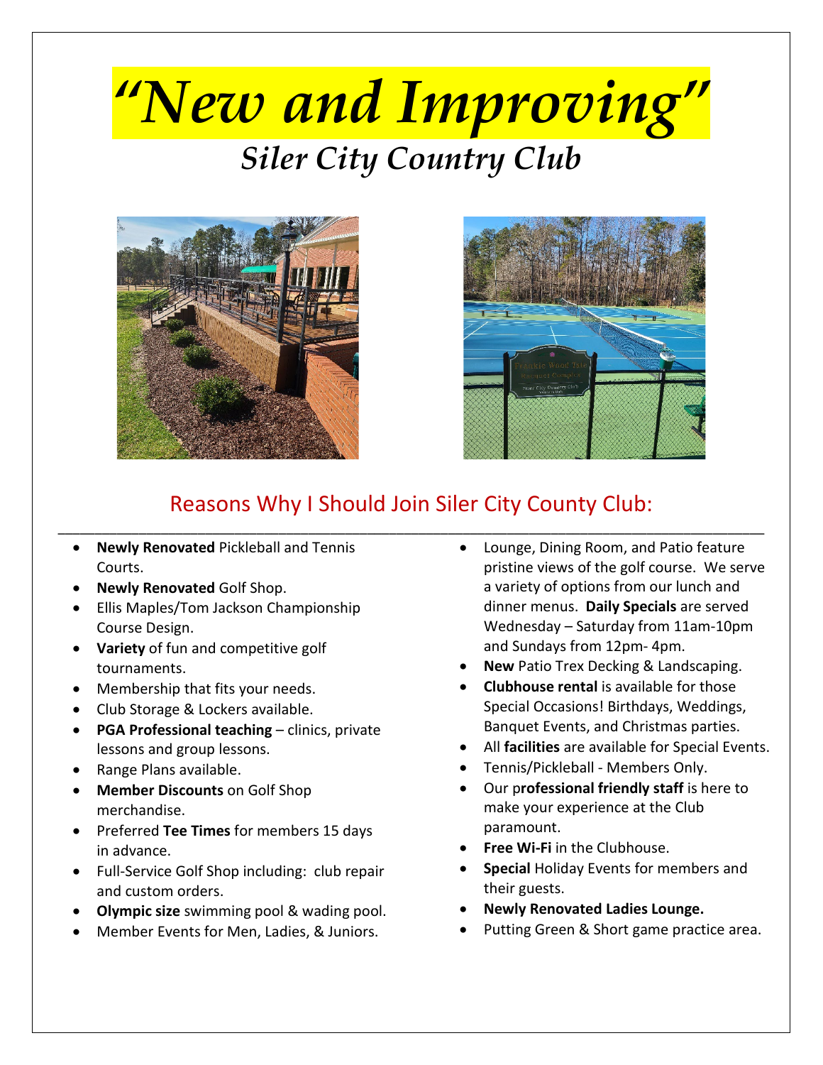# *"New and Improving"*

## *Siler City Country Club*

## Reasons Why I Should Join Siler City County Club:

- **Newly Renovated** Pickleball and Tennis Courts.
- **Newly Renovated** Golf Shop.
- Ellis Maples/Tom Jackson Championship Course Design.
- **Variety** of fun and competitive golf tournaments.
- Membership that fits your needs.
- Club Storage & Lockers available.
- **PGA Professional teaching** – clinics, private lessons and group lessons.
- Range Plans available.
- **Member Discounts** on Golf Shop merchandise.
- Preferred **Tee Times** for members 15 days in advance.
- Full-Service Golf Shop including: club repair and custom orders.
- **Olympic size** swimming pool & wading pool.
- Member Events for Men, Ladies, & Juniors.
- Lounge, Dining Room, and Patio feature pristine views of the golf course. We serve a variety of options from our lunch and dinner menus. **Daily Specials** are served Wednesday – Saturday from 11am-10pm and Sundays from 12pm- 4pm.
- **New** Patio Trex Decking & Landscaping.
- **Clubhouse rental** is available for those Special Occasions! Birthdays, Weddings, Banquet Events, and Christmas parties.
- All **facilities** are available for Special Events.
- Tennis/Pickleball - Members Only.
- Our p**rofessional friendly staff** is here to make your experience at the Club paramount.
- **Free Wi-Fi** in the Clubhouse.
- **Special** Holiday Events for members and their guests.
- **Newly Renovated Ladies Lounge.**
- Putting Green & Short game practice area.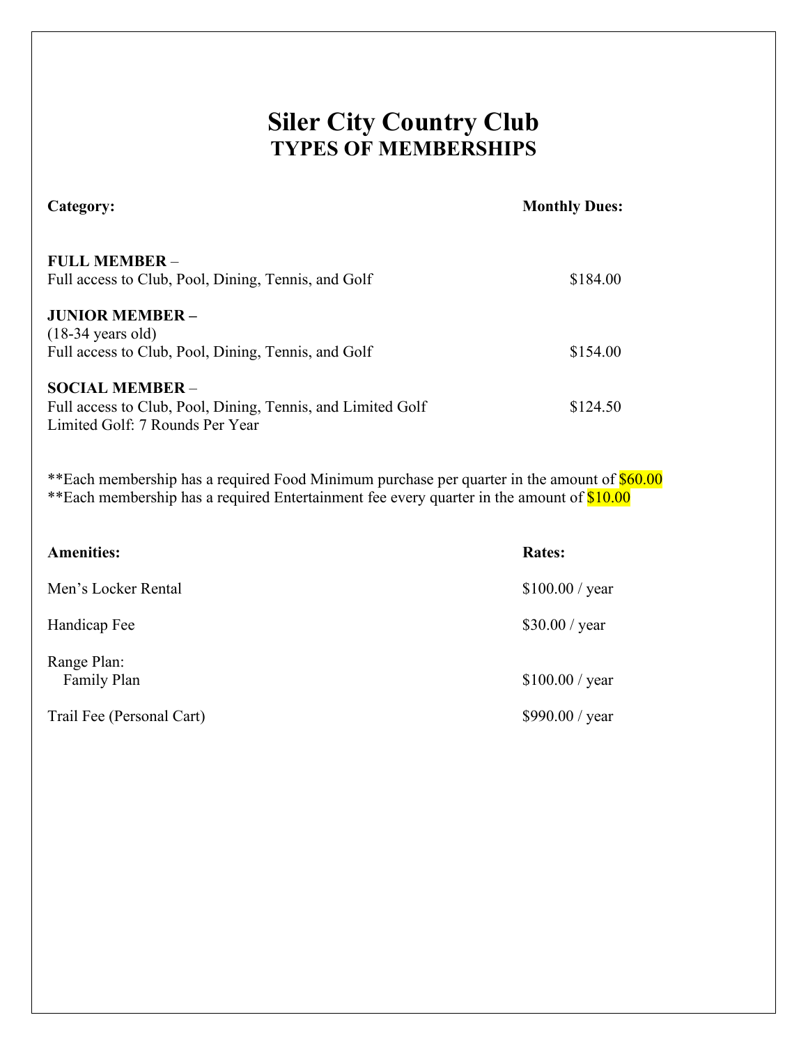# Siler City Country Club
## TYPES OF MEMBERSHIPS

| Category: | Monthly Dues: |
|---|---|
| **FULL MEMBER** – <br>Full access to Club, Pool, Dining, Tennis, and Golf | $184.00 |
| **JUNIOR MEMBER –** <br>(18-34 years old) <br>Full access to Club, Pool, Dining, Tennis, and Golf | $154.00 |
| **SOCIAL MEMBER** – <br>Full access to Club, Pool, Dining, Tennis, and Limited Golf <br>Limited Golf: 7 Rounds Per Year | $124.50 |

**Each membership has a required Food Minimum purchase per quarter in the amount of $60.00
**Each membership has a required Entertainment fee every quarter in the amount of $10.00

| Amenities: | Rates: |
|---|---|
| Men's Locker Rental | $100.00 / year |
| Handicap Fee | $30.00 / year |
| Range Plan: <br>Family Plan | $100.00 / year |
| Trail Fee (Personal Cart) | $990.00 / year |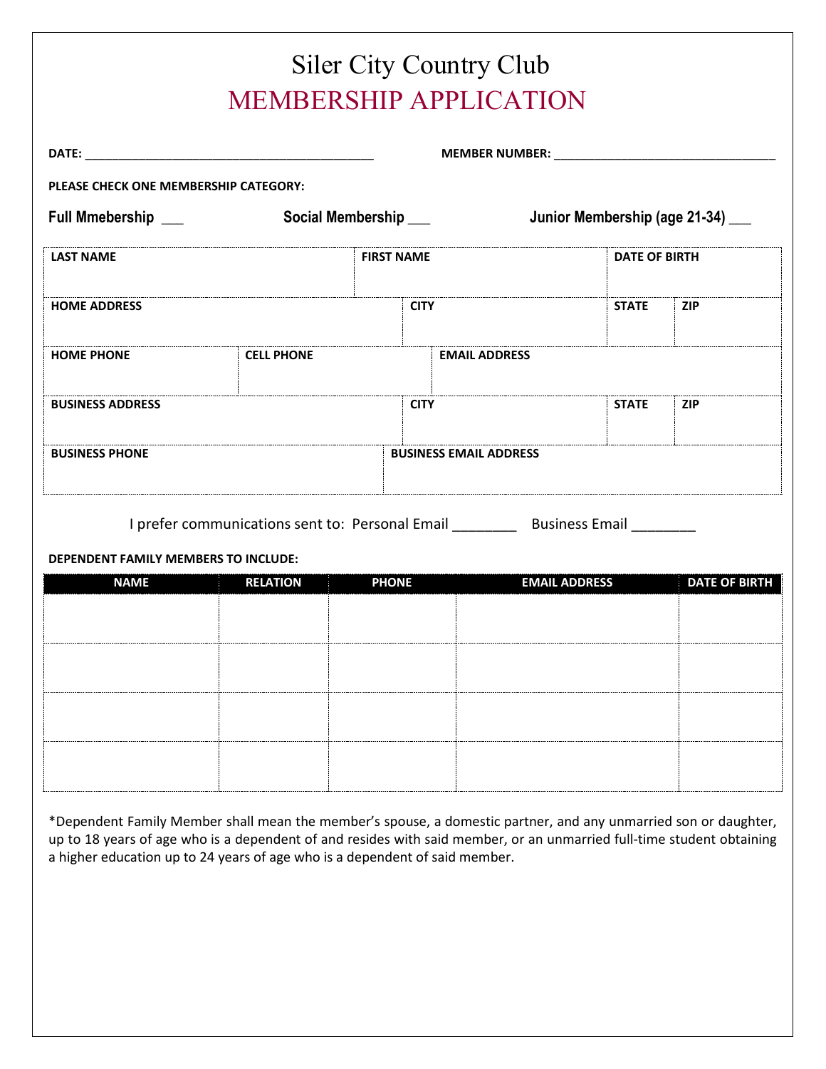# Siler City Country Club

## MEMBERSHIP APPLICATION

**DATE:** ___________________________________________ **MEMBER NUMBER:** _________________________________

**PLEASE CHECK ONE MEMBERSHIP CATEGORY:**

**Full Mmebership** ___ **Social Membership** ___ **Junior Membership (age 21-34)** ___

| LAST NAME | | FIRST NAME | | DATE OF BIRTH | |
|---|---|---|---|---|---|
| | | | | | |
| **HOME ADDRESS** | | **CITY** | | **STATE** | **ZIP** |
| | | | | | |
| **HOME PHONE** | **CELL PHONE** | **EMAIL ADDRESS** | | | |
| | | | | | |
| **BUSINESS ADDRESS** | | **CITY** | | **STATE** | **ZIP** |
| | | | | | |
| **BUSINESS PHONE** | | **BUSINESS EMAIL ADDRESS** | | | |
| | | | | | |

I prefer communications sent to: Personal Email ________ Business Email ________

**DEPENDENT FAMILY MEMBERS TO INCLUDE:**

| NAME | RELATION | PHONE | EMAIL ADDRESS | DATE OF BIRTH |
|---|---|---|---|---|
| | | | | |
| | | | | |
| | | | | |
| | | | | |

*Dependent Family Member shall mean the member's spouse, a domestic partner, and any unmarried son or daughter, up to 18 years of age who is a dependent of and resides with said member, or an unmarried full-time student obtaining a higher education up to 24 years of age who is a dependent of said member.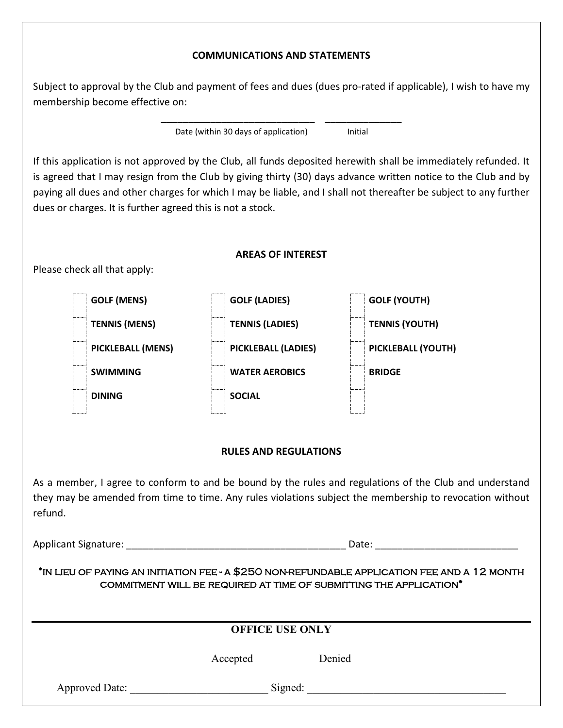## COMMUNICATIONS AND STATEMENTS

Subject to approval by the Club and payment of fees and dues (dues pro-rated if applicable), I wish to have my membership become effective on:

_____________________________ ______________
Date (within 30 days of application) Initial

If this application is not approved by the Club, all funds deposited herewith shall be immediately refunded. It is agreed that I may resign from the Club by giving thirty (30) days advance written notice to the Club and by paying all dues and other charges for which I may be liable, and I shall not thereafter be subject to any further dues or charges. It is further agreed this is not a stock.

## AREAS OF INTEREST

Please check all that apply:

| | | |
|---|---|---|
| ☐ **GOLF (MENS)** | ☐ **GOLF (LADIES)** | ☐ **GOLF (YOUTH)** |
| ☐ **TENNIS (MENS)** | ☐ **TENNIS (LADIES)** | ☐ **TENNIS (YOUTH)** |
| ☐ **PICKLEBALL (MENS)** | ☐ **PICKLEBALL (LADIES)** | ☐ **PICKLEBALL (YOUTH)** |
| ☐ **SWIMMING** | ☐ **WATER AEROBICS** | ☐ **BRIDGE** |
| ☐ **DINING** | ☐ **SOCIAL** | ☐ |

## RULES AND REGULATIONS

As a member, I agree to conform to and be bound by the rules and regulations of the Club and understand they may be amended from time to time. Any rules violations subject the membership to revocation without refund.

Applicant Signature: ________________________________________ Date: __________________________

*IN LIEU OF PAYING AN INITIATION FEE - A $250 NON-REFUNDABLE APPLICATION FEE AND A 12 MONTH COMMITMENT WILL BE REQUIRED AT TIME OF SUBMITTING THE APPLICATION*

---

## OFFICE USE ONLY

Accepted Denied

Approved Date: _________________________ Signed: _____________________________________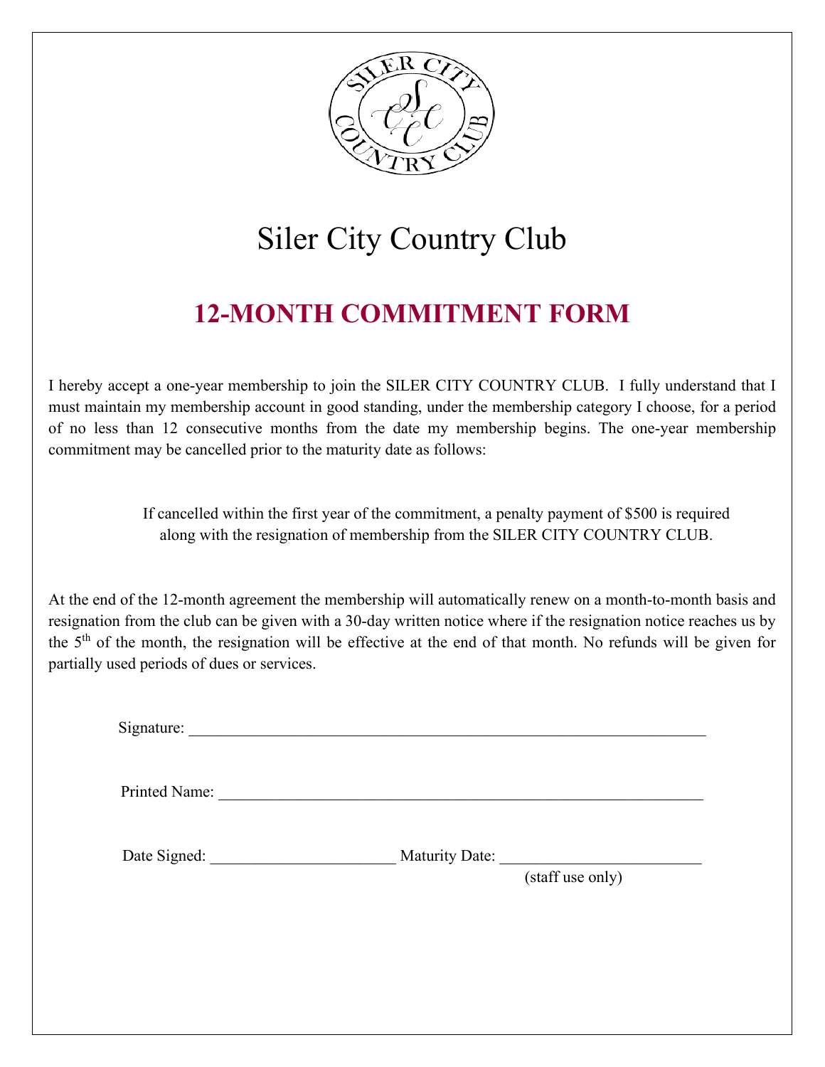# Siler City Country Club

## 12-MONTH COMMITMENT FORM

I hereby accept a one-year membership to join the SILER CITY COUNTRY CLUB. I fully understand that I must maintain my membership account in good standing, under the membership category I choose, for a period of no less than 12 consecutive months from the date my membership begins. The one-year membership commitment may be cancelled prior to the maturity date as follows:

If cancelled within the first year of the commitment, a penalty payment of $500 is required along with the resignation of membership from the SILER CITY COUNTRY CLUB.

At the end of the 12-month agreement the membership will automatically renew on a month-to-month basis and resignation from the club can be given with a 30-day written notice where if the resignation notice reaches us by the 5th of the month, the resignation will be effective at the end of that month. No refunds will be given for partially used periods of dues or services.

Signature: ___________________________________________________________________

Printed Name: ______________________________________________________________

Date Signed: ______________________ Maturity Date: ________________________

(staff use only)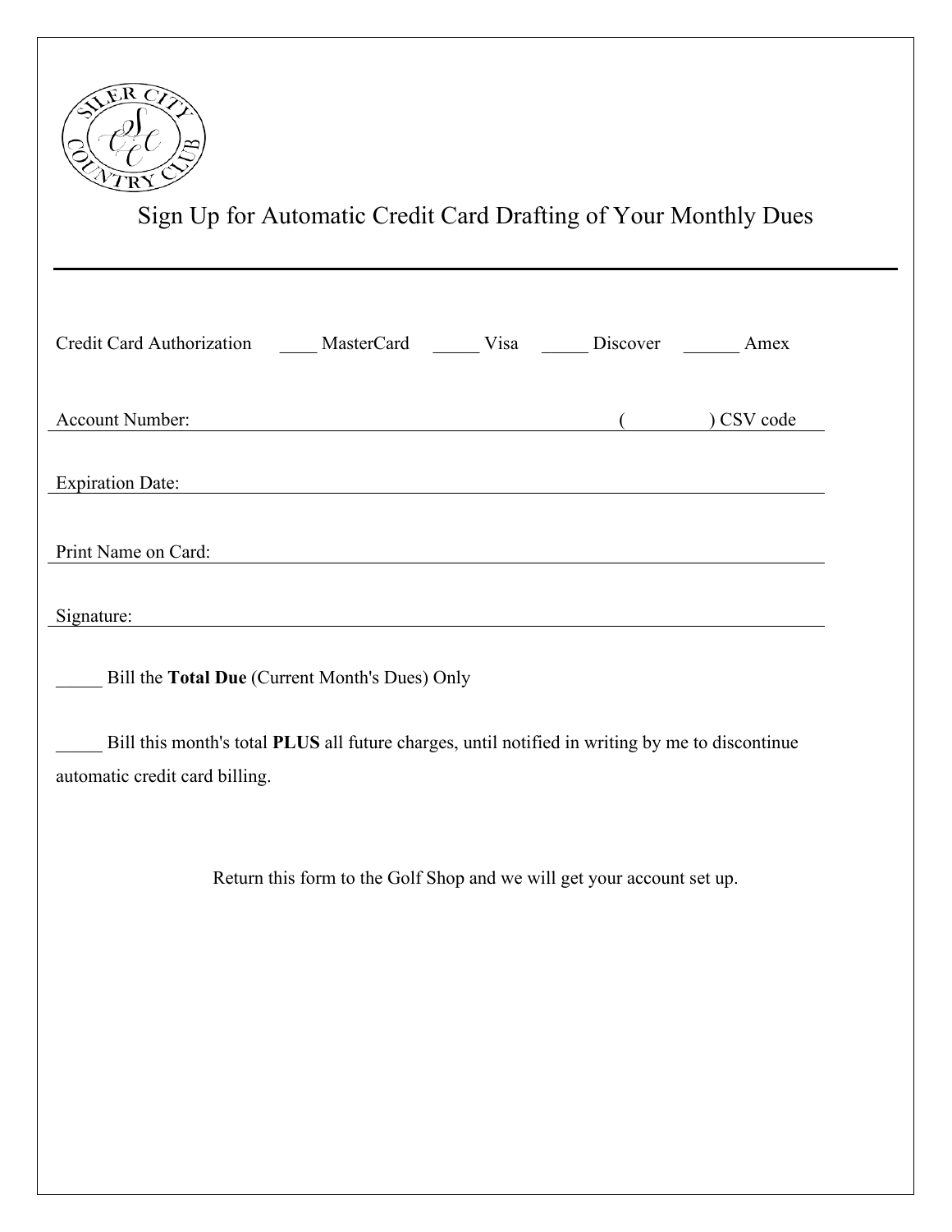# Sign Up for Automatic Credit Card Drafting of Your Monthly Dues

---

Credit Card Authorization ____ MasterCard _____ Visa _____ Discover ______ Amex

Account Number: ( ) CSV code

Expiration Date:

Print Name on Card:

Signature:

_____ Bill the **Total Due** (Current Month's Dues) Only

_____ Bill this month's total **PLUS** all future charges, until notified in writing by me to discontinue automatic credit card billing.

Return this form to the Golf Shop and we will get your account set up.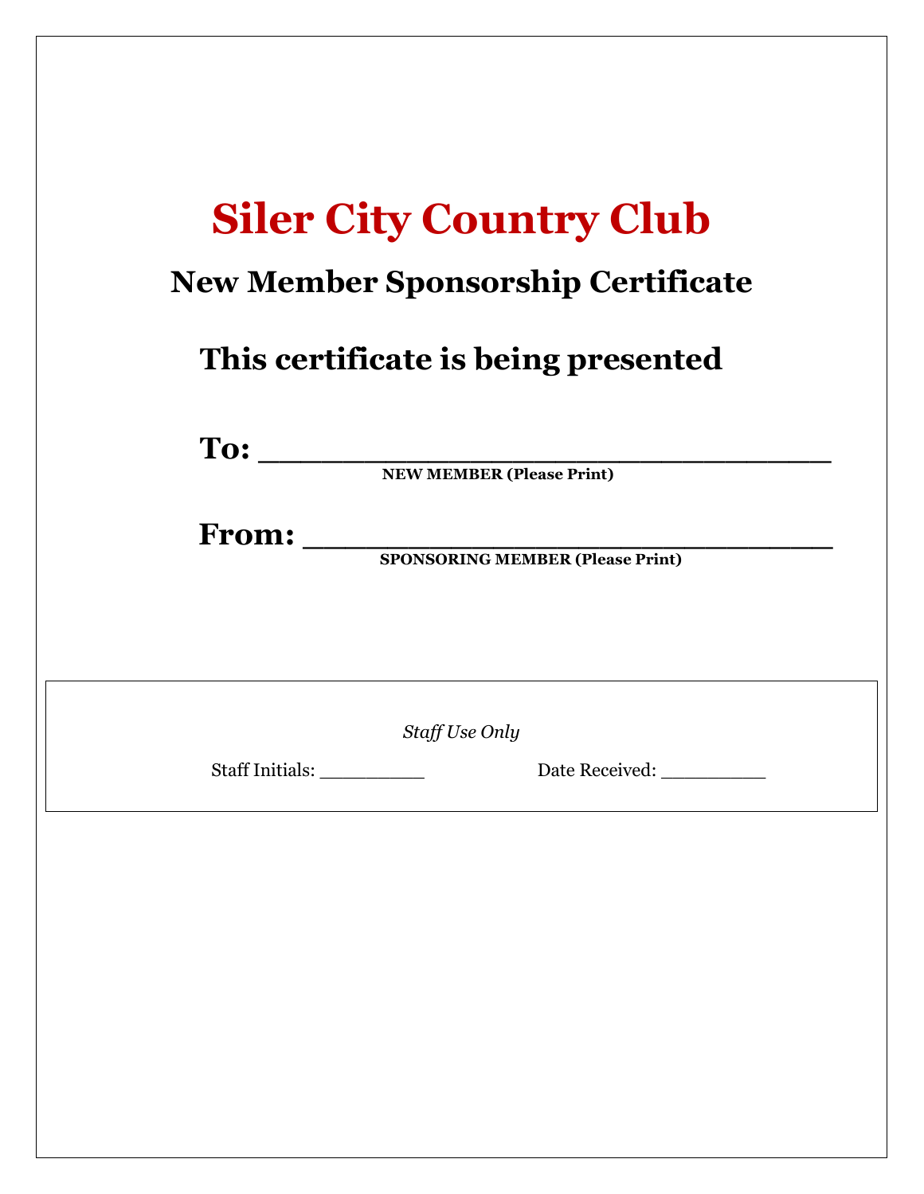# Siler City Country Club

## New Member Sponsorship Certificate

## This certificate is being presented

**To: ______________________________**
**NEW MEMBER (Please Print)**

**From: ____________________________**
**SPONSORING MEMBER (Please Print)**

*Staff Use Only*

Staff Initials: _________ Date Received: _________